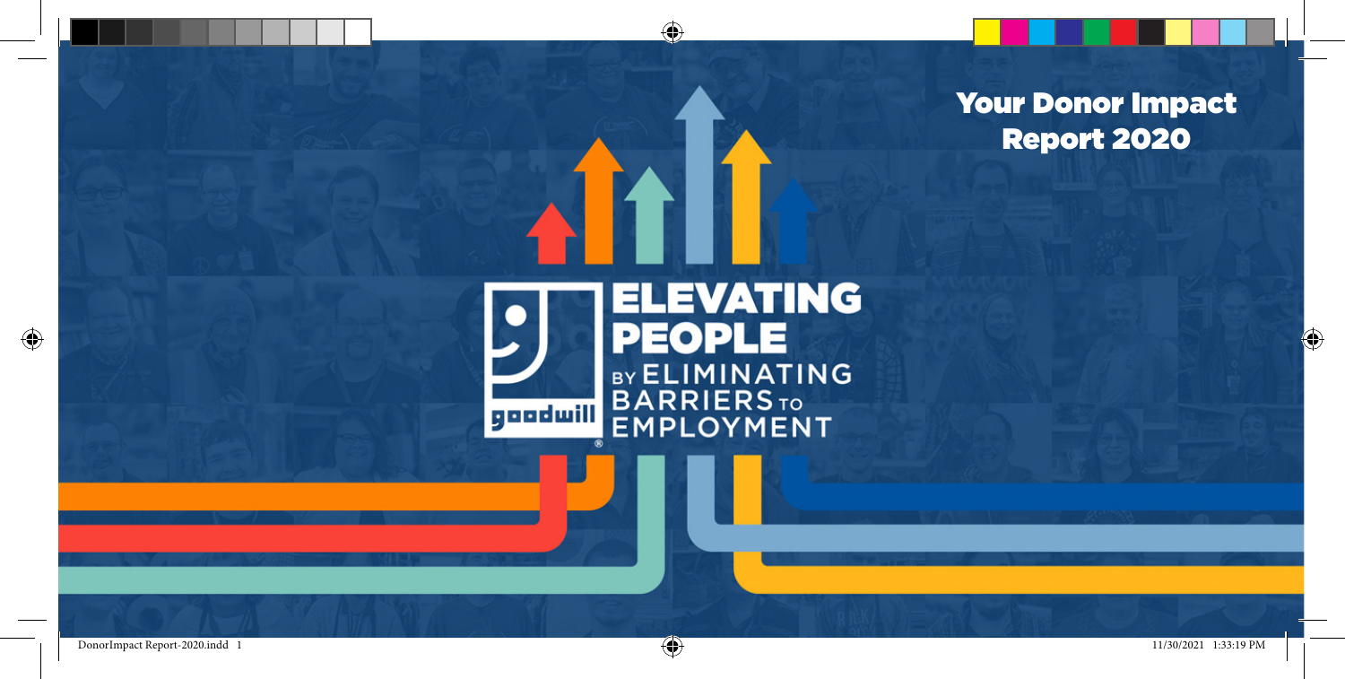# Your Donor Impact Report 2020

goodwill

**ELEVATING PEOPLE** BY ELIMINATING BARRIERS TO EMPLOYMENT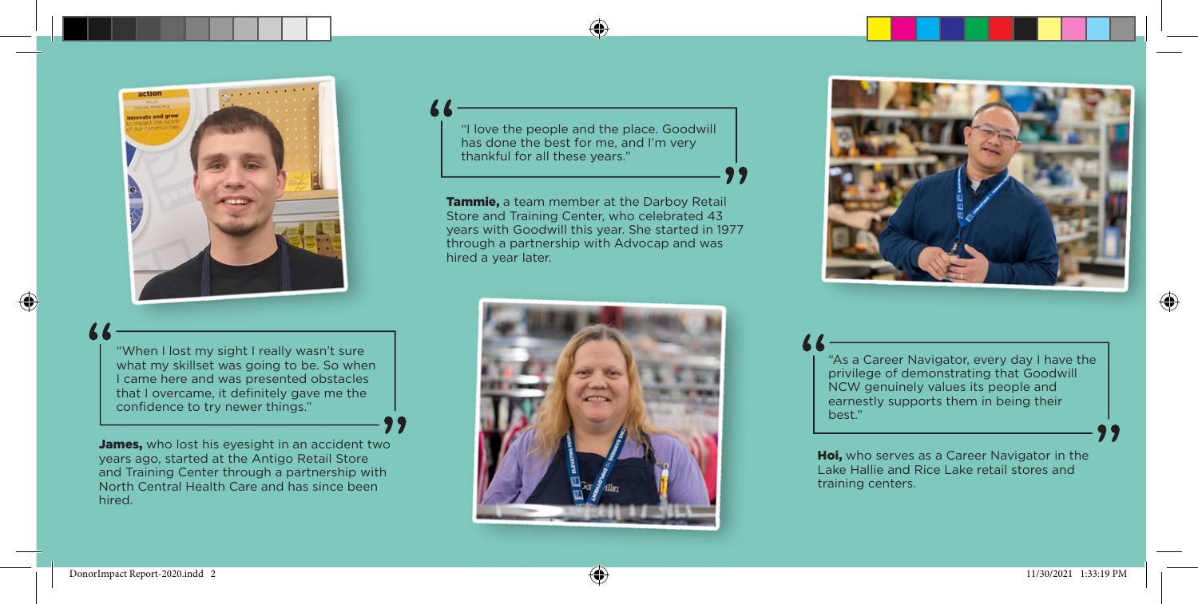"I love the people and the place. Goodwill has done the best for me, and I'm very thankful for all these years."

**Tammie,** a team member at the Darboy Retail Store and Training Center, who celebrated 43 years with Goodwill this year. She started in 1977 through a partnership with Advocap and was hired a year later.

"When I lost my sight I really wasn't sure what my skillset was going to be. So when I came here and was presented obstacles that I overcame, it definitely gave me the confidence to try newer things."

**James,** who lost his eyesight in an accident two years ago, started at the Antigo Retail Store and Training Center through a partnership with North Central Health Care and has since been hired.

"As a Career Navigator, every day I have the privilege of demonstrating that Goodwill NCW genuinely values its people and earnestly supports them in being their best."

**Hoi,** who serves as a Career Navigator in the Lake Hallie and Rice Lake retail stores and training centers.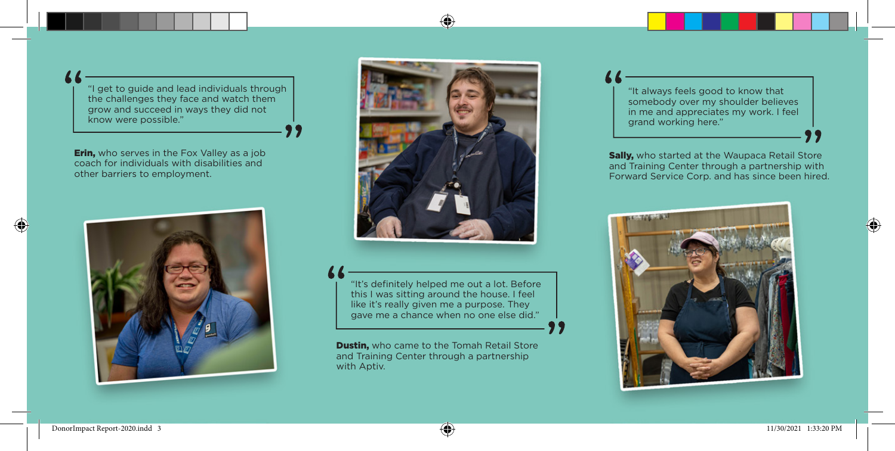"I get to guide and lead individuals through the challenges they face and watch them grow and succeed in ways they did not know were possible."

**Erin,** who serves in the Fox Valley as a job coach for individuals with disabilities and other barriers to employment.

"It's definitely helped me out a lot. Before this I was sitting around the house. I feel like it's really given me a purpose. They gave me a chance when no one else did."

**Dustin,** who came to the Tomah Retail Store and Training Center through a partnership with Aptiv.

"It always feels good to know that somebody over my shoulder believes in me and appreciates my work. I feel grand working here."

**Sally,** who started at the Waupaca Retail Store and Training Center through a partnership with Forward Service Corp. and has since been hired.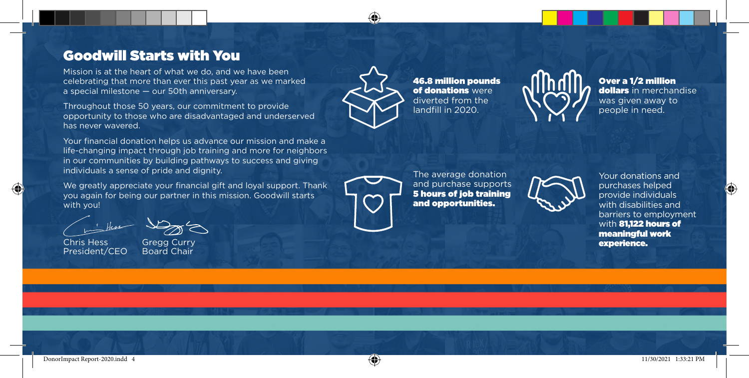## Goodwill Starts with You

Mission is at the heart of what we do, and we have been celebrating that more than ever this past year as we marked a special milestone — our 50th anniversary.

Throughout those 50 years, our commitment to provide opportunity to those who are disadvantaged and underserved has never wavered.

Your financial donation helps us advance our mission and make a life-changing impact through job training and more for neighbors in our communities by building pathways to success and giving individuals a sense of pride and dignity.

We greatly appreciate your financial gift and loyal support. Thank you again for being our partner in this mission. Goodwill starts with you!

Chris Hess
President/CEO

Gregg Curry
Board Chair

**46.8 million pounds of donations** were diverted from the landfill in 2020.

**Over a 1/2 million dollars** in merchandise was given away to people in need.

The average donation and purchase supports **5 hours of job training and opportunities.**

Your donations and purchases helped provide individuals with disabilities and barriers to employment with **81,122 hours of meaningful work experience.**